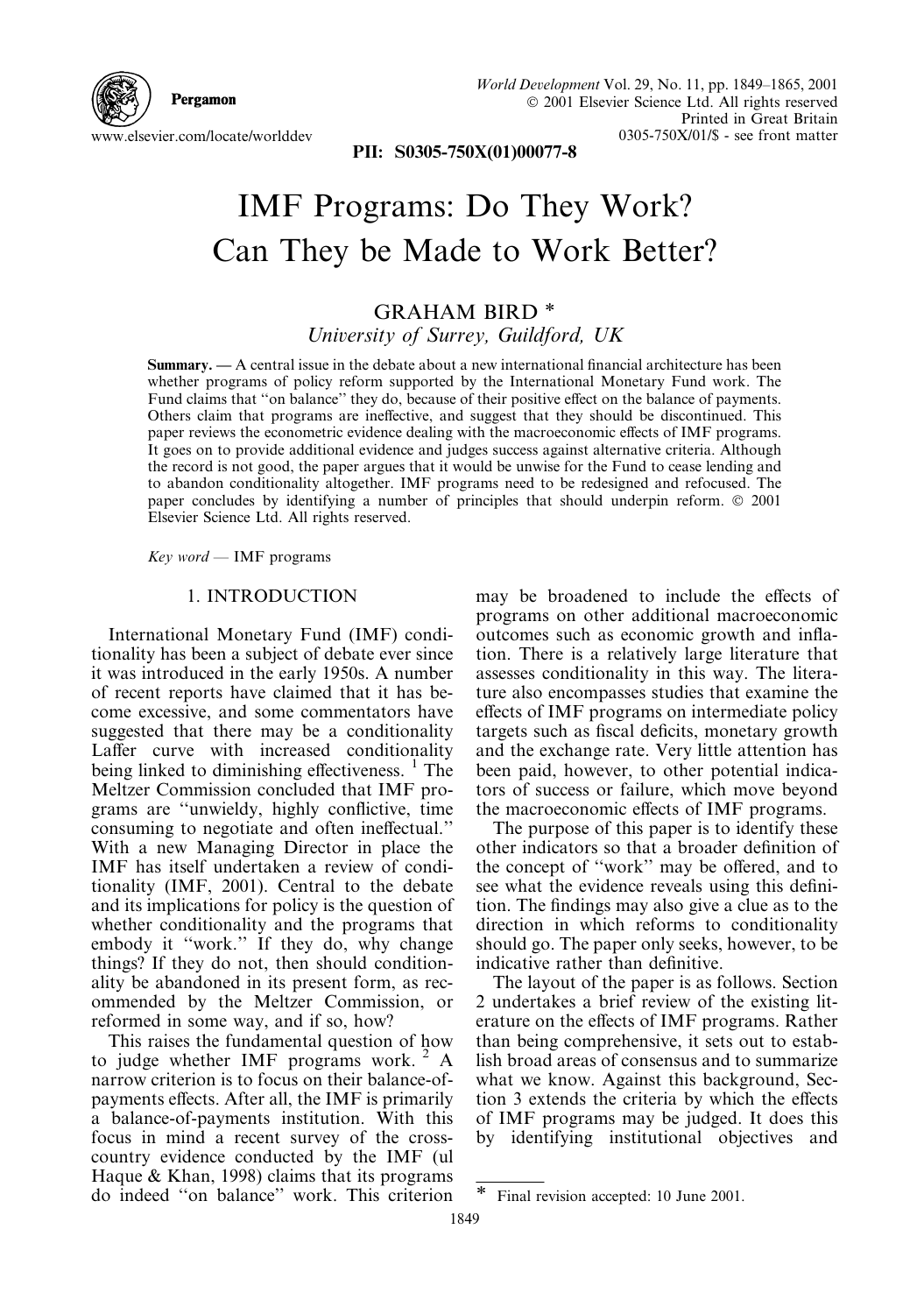# IMF Programs: Do They Work? Can They be Made to Work Better?

GRAHAM BIRD *

*University of Surrey, Guildford, UK*

**Summary.** — A central issue in the debate about a new international financial architecture has been whether programs of policy reform supported by the International Monetary Fund work. The Fund claims that "on balance" they do, because of their positive effect on the balance of payments. Others claim that programs are ineffective, and suggest that they should be discontinued. This paper reviews the econometric evidence dealing with the macroeconomic effects of IMF programs. It goes on to provide additional evidence and judges success against alternative criteria. Although the record is not good, the paper argues that it would be unwise for the Fund to cease lending and to abandon conditionality altogether. IMF programs need to be redesigned and refocused. The paper concludes by identifying a number of principles that should underpin reform. © 2001 Elsevier Science Ltd. All rights reserved.

*Key word* — IMF programs

## 1. INTRODUCTION

International Monetary Fund (IMF) conditionality has been a subject of debate ever since it was introduced in the early 1950s. A number of recent reports have claimed that it has become excessive, and some commentators have suggested that there may be a conditionality Laffer curve with increased conditionality being linked to diminishing effectiveness. [1] The Meltzer Commission concluded that IMF programs are "unwieldy, highly conflictive, time consuming to negotiate and often ineffectual." With a new Managing Director in place the IMF has itself undertaken a review of conditionality (IMF, 2001). Central to the debate and its implications for policy is the question of whether conditionality and the programs that embody it "work." If they do, why change things? If they do not, then should conditionality be abandoned in its present form, as recommended by the Meltzer Commission, or reformed in some way, and if so, how?

This raises the fundamental question of how to judge whether IMF programs work. [2] A narrow criterion is to focus on their balance-of-payments effects. After all, the IMF is primarily a balance-of-payments institution. With this focus in mind a recent survey of the cross-country evidence conducted by the IMF (ul Haque & Khan, 1998) claims that its programs do indeed "on balance" work. This criterion may be broadened to include the effects of programs on other additional macroeconomic outcomes such as economic growth and inflation. There is a relatively large literature that assesses conditionality in this way. The literature also encompasses studies that examine the effects of IMF programs on intermediate policy targets such as fiscal deficits, monetary growth and the exchange rate. Very little attention has been paid, however, to other potential indicators of success or failure, which move beyond the macroeconomic effects of IMF programs.

The purpose of this paper is to identify these other indicators so that a broader definition of the concept of "work" may be offered, and to see what the evidence reveals using this definition. The findings may also give a clue as to the direction in which reforms to conditionality should go. The paper only seeks, however, to be indicative rather than definitive.

The layout of the paper is as follows. Section 2 undertakes a brief review of the existing literature on the effects of IMF programs. Rather than being comprehensive, it sets out to establish broad areas of consensus and to summarize what we know. Against this background, Section 3 extends the criteria by which the effects of IMF programs may be judged. It does this by identifying institutional objectives and

---

* Final revision accepted: 10 June 2001.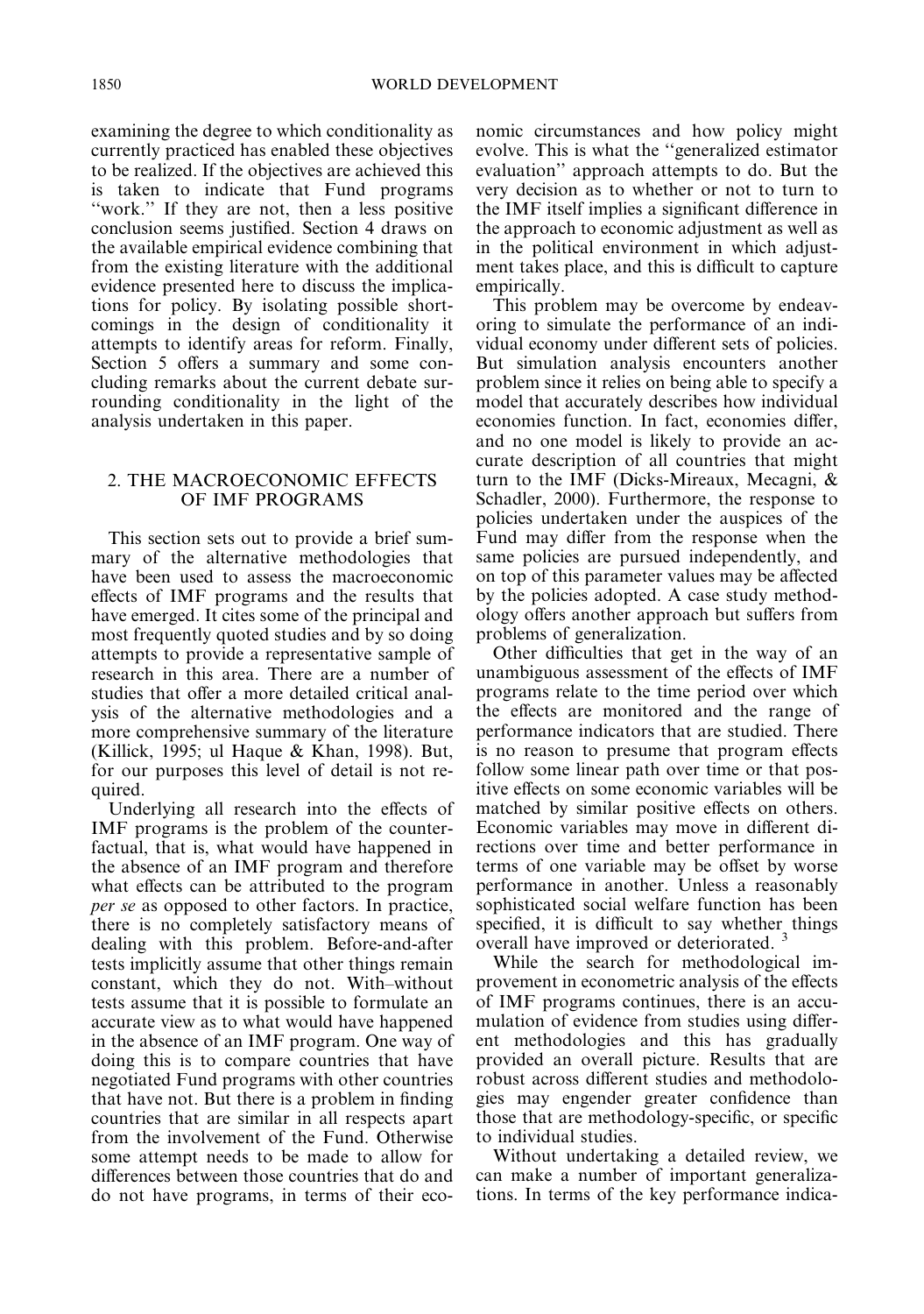examining the degree to which conditionality as currently practiced has enabled these objectives to be realized. If the objectives are achieved this is taken to indicate that Fund programs "work." If they are not, then a less positive conclusion seems justified. Section 4 draws on the available empirical evidence combining that from the existing literature with the additional evidence presented here to discuss the implications for policy. By isolating possible shortcomings in the design of conditionality it attempts to identify areas for reform. Finally, Section 5 offers a summary and some concluding remarks about the current debate surrounding conditionality in the light of the analysis undertaken in this paper.

## 2. THE MACROECONOMIC EFFECTS OF IMF PROGRAMS

This section sets out to provide a brief summary of the alternative methodologies that have been used to assess the macroeconomic effects of IMF programs and the results that have emerged. It cites some of the principal and most frequently quoted studies and by so doing attempts to provide a representative sample of research in this area. There are a number of studies that offer a more detailed critical analysis of the alternative methodologies and a more comprehensive summary of the literature (Killick, 1995; ul Haque & Khan, 1998). But, for our purposes this level of detail is not required.

Underlying all research into the effects of IMF programs is the problem of the counterfactual, that is, what would have happened in the absence of an IMF program and therefore what effects can be attributed to the program *per se* as opposed to other factors. In practice, there is no completely satisfactory means of dealing with this problem. Before-and-after tests implicitly assume that other things remain constant, which they do not. With–without tests assume that it is possible to formulate an accurate view as to what would have happened in the absence of an IMF program. One way of doing this is to compare countries that have negotiated Fund programs with other countries that have not. But there is a problem in finding countries that are similar in all respects apart from the involvement of the Fund. Otherwise some attempt needs to be made to allow for differences between those countries that do and do not have programs, in terms of their economic circumstances and how policy might evolve. This is what the "generalized estimator evaluation" approach attempts to do. But the very decision as to whether or not to turn to the IMF itself implies a significant difference in the approach to economic adjustment as well as in the political environment in which adjustment takes place, and this is difficult to capture empirically.

This problem may be overcome by endeavoring to simulate the performance of an individual economy under different sets of policies. But simulation analysis encounters another problem since it relies on being able to specify a model that accurately describes how individual economies function. In fact, economies differ, and no one model is likely to provide an accurate description of all countries that might turn to the IMF (Dicks-Mireaux, Mecagni, & Schadler, 2000). Furthermore, the response to policies undertaken under the auspices of the Fund may differ from the response when the same policies are pursued independently, and on top of this parameter values may be affected by the policies adopted. A case study methodology offers another approach but suffers from problems of generalization.

Other difficulties that get in the way of an unambiguous assessment of the effects of IMF programs relate to the time period over which the effects are monitored and the range of performance indicators that are studied. There is no reason to presume that program effects follow some linear path over time or that positive effects on some economic variables will be matched by similar positive effects on others. Economic variables may move in different directions over time and better performance in terms of one variable may be offset by worse performance in another. Unless a reasonably sophisticated social welfare function has been specified, it is difficult to say whether things overall have improved or deteriorated. [3]

While the search for methodological improvement in econometric analysis of the effects of IMF programs continues, there is an accumulation of evidence from studies using different methodologies and this has gradually provided an overall picture. Results that are robust across different studies and methodologies may engender greater confidence than those that are methodology-specific, or specific to individual studies.

Without undertaking a detailed review, we can make a number of important generalizations. In terms of the key performance indica-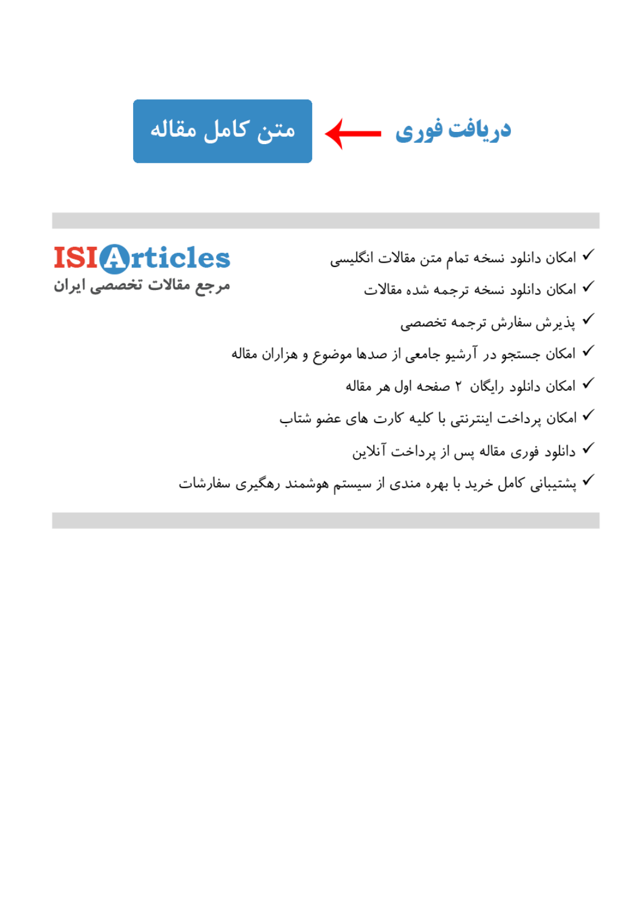دریافت فوری ← متن کامل مقاله

**ISIArticles**
مرجع مقالات تخصصی ایران

- ✓ امکان دانلود نسخه تمام متن مقالات انگلیسی
- ✓ امکان دانلود نسخه ترجمه شده مقالات
- ✓ پذیرش سفارش ترجمه تخصصی
- ✓ امکان جستجو در آرشیو جامعی از صدها موضوع و هزاران مقاله
- ✓ امکان دانلود رایگان ۲ صفحه اول هر مقاله
- ✓ امکان پرداخت اینترنتی با کلیه کارت های عضو شتاب
- ✓ دانلود فوری مقاله پس از پرداخت آنلاین
- ✓ پشتیبانی کامل خرید با بهره مندی از سیستم هوشمند رهگیری سفارشات